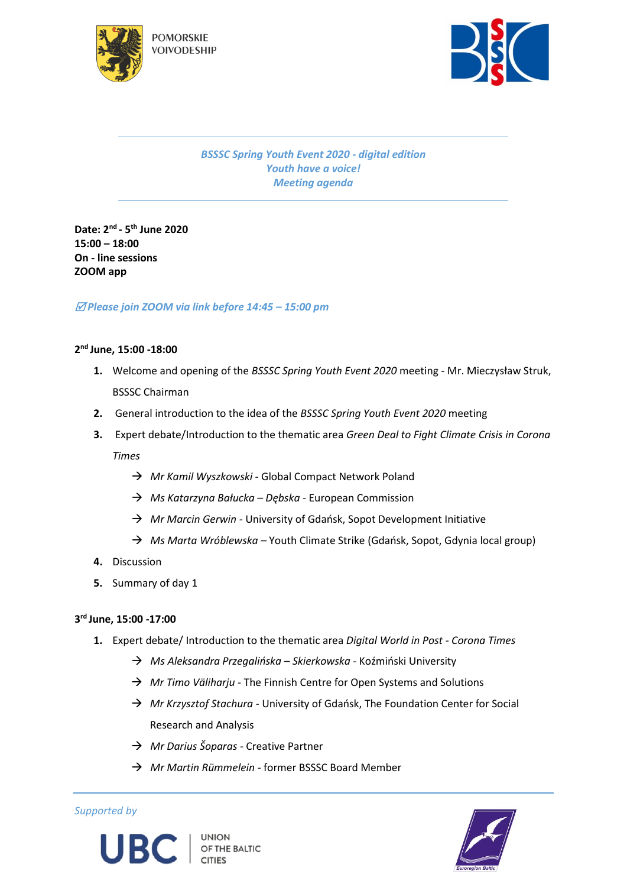POMORSKIE VOIVODESHIP

*BSSSC Spring Youth Event 2020 - digital edition*
*Youth have a voice!*
*Meeting agenda*

**Date: 2nd - 5th June 2020**
**15:00 – 18:00**
**On - line sessions**
**ZOOM app**

*☑Please join ZOOM via link before 14:45 – 15:00 pm*

**2nd June, 15:00 -18:00**

1. Welcome and opening of the *BSSSC Spring Youth Event 2020* meeting - Mr. Mieczysław Struk, BSSSC Chairman
2. General introduction to the idea of the *BSSSC Spring Youth Event 2020* meeting
3. Expert debate/Introduction to the thematic area *Green Deal to Fight Climate Crisis in Corona Times*
   - → *Mr Kamil Wyszkowski* - Global Compact Network Poland
   - → *Ms Katarzyna Bałucka – Dębska* - European Commission
   - → *Mr Marcin Gerwin* - University of Gdańsk, Sopot Development Initiative
   - → *Ms Marta Wróblewska* – Youth Climate Strike (Gdańsk, Sopot, Gdynia local group)
4. Discussion
5. Summary of day 1

**3rd June, 15:00 -17:00**

1. Expert debate/ Introduction to the thematic area *Digital World in Post - Corona Times*
   - → *Ms Aleksandra Przegalińska – Skierkowska* - Koźmiński University
   - → *Mr Timo Väliharju* - The Finnish Centre for Open Systems and Solutions
   - → *Mr Krzysztof Stachura* - University of Gdańsk, The Foundation Center for Social Research and Analysis
   - → *Mr Darius Šoparas* - Creative Partner
   - → *Mr Martin Rümmelein* - former BSSSC Board Member

*Supported by*

UBC UNION OF THE BALTIC CITIES

Euroregion Baltic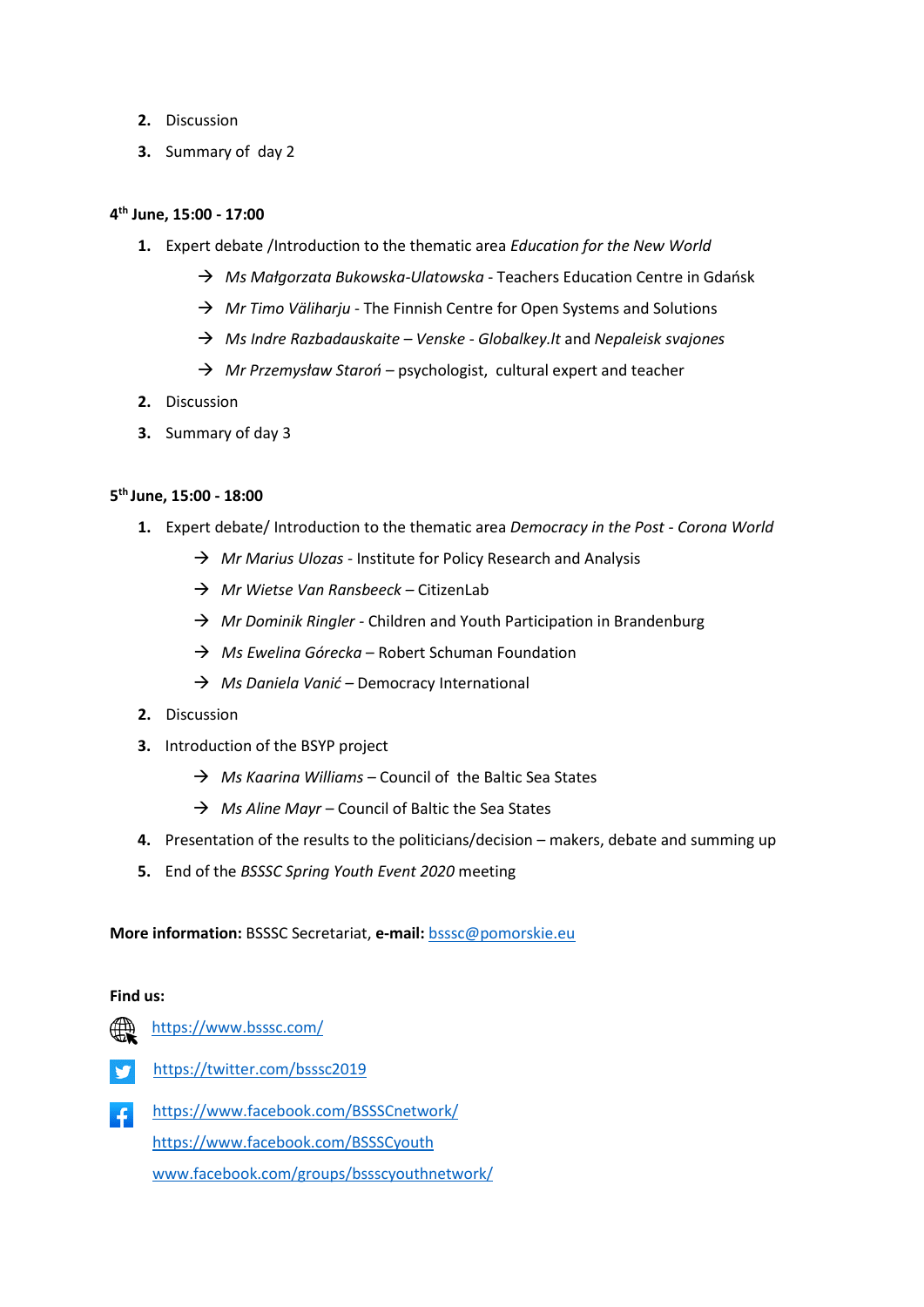2. Discussion
3. Summary of  day 2

**4th June, 15:00 - 17:00**

1. Expert debate /Introduction to the thematic area *Education for the New World*
   - → *Ms Małgorzata Bukowska-Ulatowska* - Teachers Education Centre in Gdańsk
   - → *Mr Timo Väliharju* - The Finnish Centre for Open Systems and Solutions
   - → *Ms Indre Razbadauskaite – Venske - Globalkey.lt* and *Nepaleisk svajones*
   - → *Mr Przemysław Staroń* – psychologist,  cultural expert and teacher
2. Discussion
3. Summary of day 3

**5th June, 15:00 - 18:00**

1. Expert debate/ Introduction to the thematic area *Democracy in the Post - Corona World*
   - → *Mr Marius Ulozas* - Institute for Policy Research and Analysis
   - → *Mr Wietse Van Ransbeeck* – CitizenLab
   - → *Mr Dominik Ringler* - Children and Youth Participation in Brandenburg
   - → *Ms Ewelina Górecka* – Robert Schuman Foundation
   - → *Ms Daniela Vanić* – Democracy International
2. Discussion
3. Introduction of the BSYP project
   - → *Ms Kaarina Williams* – Council of  the Baltic Sea States
   - → *Ms Aline Mayr* – Council of Baltic the Sea States
4. Presentation of the results to the politicians/decision – makers, debate and summing up
5. End of the *BSSSC Spring Youth Event 2020* meeting

**More information:** BSSSC Secretariat, **e-mail:** bsssc@pomorskie.eu

**Find us:**

https://www.bsssc.com/

https://twitter.com/bsssc2019

https://www.facebook.com/BSSSCnetwork/

https://www.facebook.com/BSSSCyouth

www.facebook.com/groups/bssscyouthnetwork/